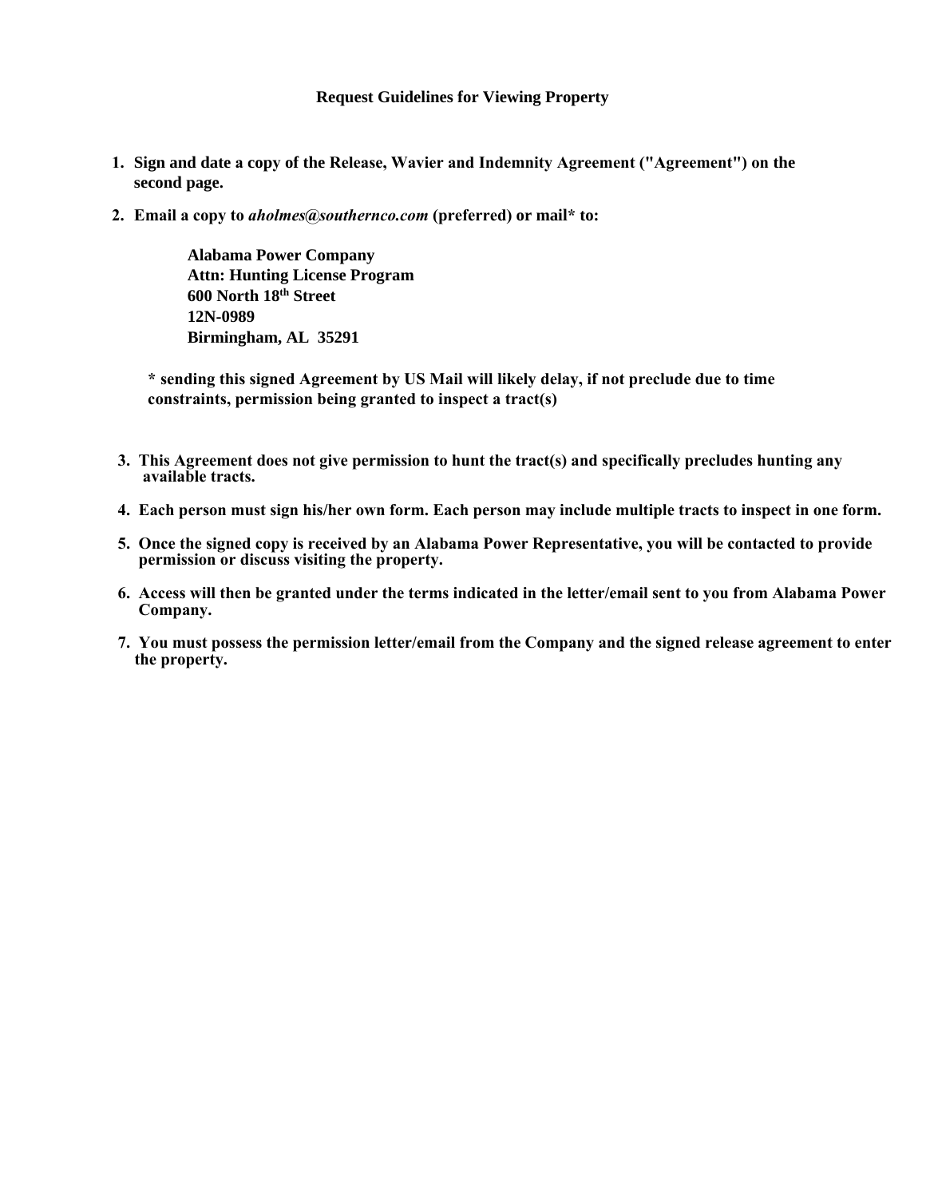**Request Guidelines for Viewing Property**

1. **Sign and date a copy of the Release, Wavier and Indemnity Agreement ("Agreement") on the second page.**

2. **Email a copy to *aholmes@southernco.com* (preferred) or mail* to:**

   **Alabama Power Company**
   **Attn: Hunting License Program**
   **600 North 18th Street**
   **12N-0989**
   **Birmingham, AL 35291**

   *** sending this signed Agreement by US Mail will likely delay, if not preclude due to time constraints, permission being granted to inspect a tract(s)**

3. **This Agreement does not give permission to hunt the tract(s) and specifically precludes hunting any available tracts.**

4. **Each person must sign his/her own form. Each person may include multiple tracts to inspect in one form.**

5. **Once the signed copy is received by an Alabama Power Representative, you will be contacted to provide permission or discuss visiting the property.**

6. **Access will then be granted under the terms indicated in the letter/email sent to you from Alabama Power Company.**

7. **You must possess the permission letter/email from the Company and the signed release agreement to enter the property.**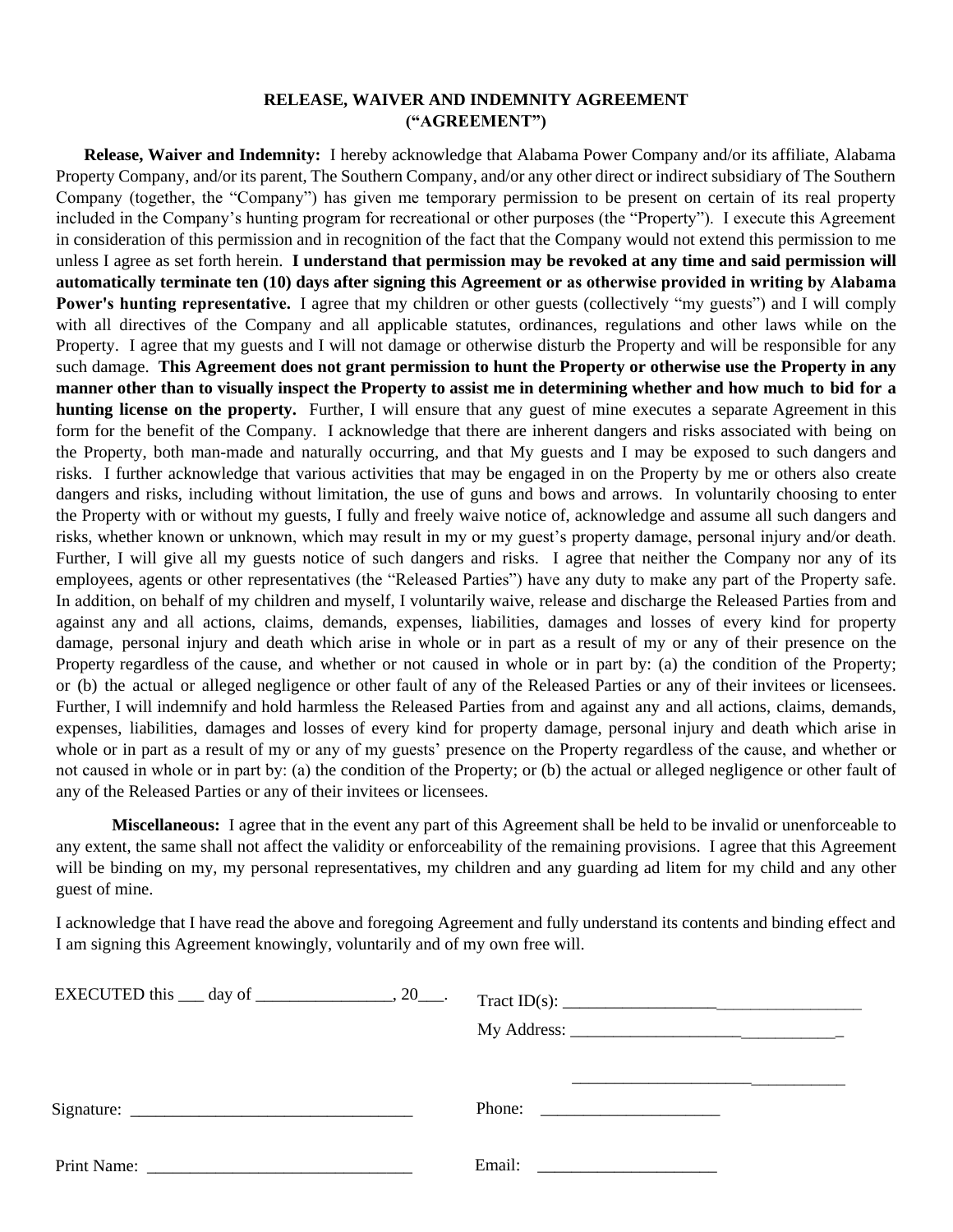**RELEASE, WAIVER AND INDEMNITY AGREEMENT**
**(“AGREEMENT”)**

**Release, Waiver and Indemnity:** I hereby acknowledge that Alabama Power Company and/or its affiliate, Alabama Property Company, and/or its parent, The Southern Company, and/or any other direct or indirect subsidiary of The Southern Company (together, the “Company”) has given me temporary permission to be present on certain of its real property included in the Company’s hunting program for recreational or other purposes (the “Property”). I execute this Agreement in consideration of this permission and in recognition of the fact that the Company would not extend this permission to me unless I agree as set forth herein. **I understand that permission may be revoked at any time and said permission will automatically terminate ten (10) days after signing this Agreement or as otherwise provided in writing by Alabama Power's hunting representative.** I agree that my children or other guests (collectively “my guests”) and I will comply with all directives of the Company and all applicable statutes, ordinances, regulations and other laws while on the Property. I agree that my guests and I will not damage or otherwise disturb the Property and will be responsible for any such damage. **This Agreement does not grant permission to hunt the Property or otherwise use the Property in any manner other than to visually inspect the Property to assist me in determining whether and how much to bid for a hunting license on the property.** Further, I will ensure that any guest of mine executes a separate Agreement in this form for the benefit of the Company. I acknowledge that there are inherent dangers and risks associated with being on the Property, both man-made and naturally occurring, and that My guests and I may be exposed to such dangers and risks. I further acknowledge that various activities that may be engaged in on the Property by me or others also create dangers and risks, including without limitation, the use of guns and bows and arrows. In voluntarily choosing to enter the Property with or without my guests, I fully and freely waive notice of, acknowledge and assume all such dangers and risks, whether known or unknown, which may result in my or my guest’s property damage, personal injury and/or death. Further, I will give all my guests notice of such dangers and risks. I agree that neither the Company nor any of its employees, agents or other representatives (the “Released Parties”) have any duty to make any part of the Property safe. In addition, on behalf of my children and myself, I voluntarily waive, release and discharge the Released Parties from and against any and all actions, claims, demands, expenses, liabilities, damages and losses of every kind for property damage, personal injury and death which arise in whole or in part as a result of my or any of their presence on the Property regardless of the cause, and whether or not caused in whole or in part by: (a) the condition of the Property; or (b) the actual or alleged negligence or other fault of any of the Released Parties or any of their invitees or licensees. Further, I will indemnify and hold harmless the Released Parties from and against any and all actions, claims, demands, expenses, liabilities, damages and losses of every kind for property damage, personal injury and death which arise in whole or in part as a result of my or any of my guests’ presence on the Property regardless of the cause, and whether or not caused in whole or in part by: (a) the condition of the Property; or (b) the actual or alleged negligence or other fault of any of the Released Parties or any of their invitees or licensees.

**Miscellaneous:** I agree that in the event any part of this Agreement shall be held to be invalid or unenforceable to any extent, the same shall not affect the validity or enforceability of the remaining provisions. I agree that this Agreement will be binding on my, my personal representatives, my children and any guarding ad litem for my child and any other guest of mine.

I acknowledge that I have read the above and foregoing Agreement and fully understand its contents and binding effect and I am signing this Agreement knowingly, voluntarily and of my own free will.

EXECUTED this ___ day of ________________, 20___.

Tract ID(s): ___________________________________

My Address: ________________________________

________________________________

Signature: _________________________________

Phone: _____________________

Print Name: _______________________________

Email: _____________________